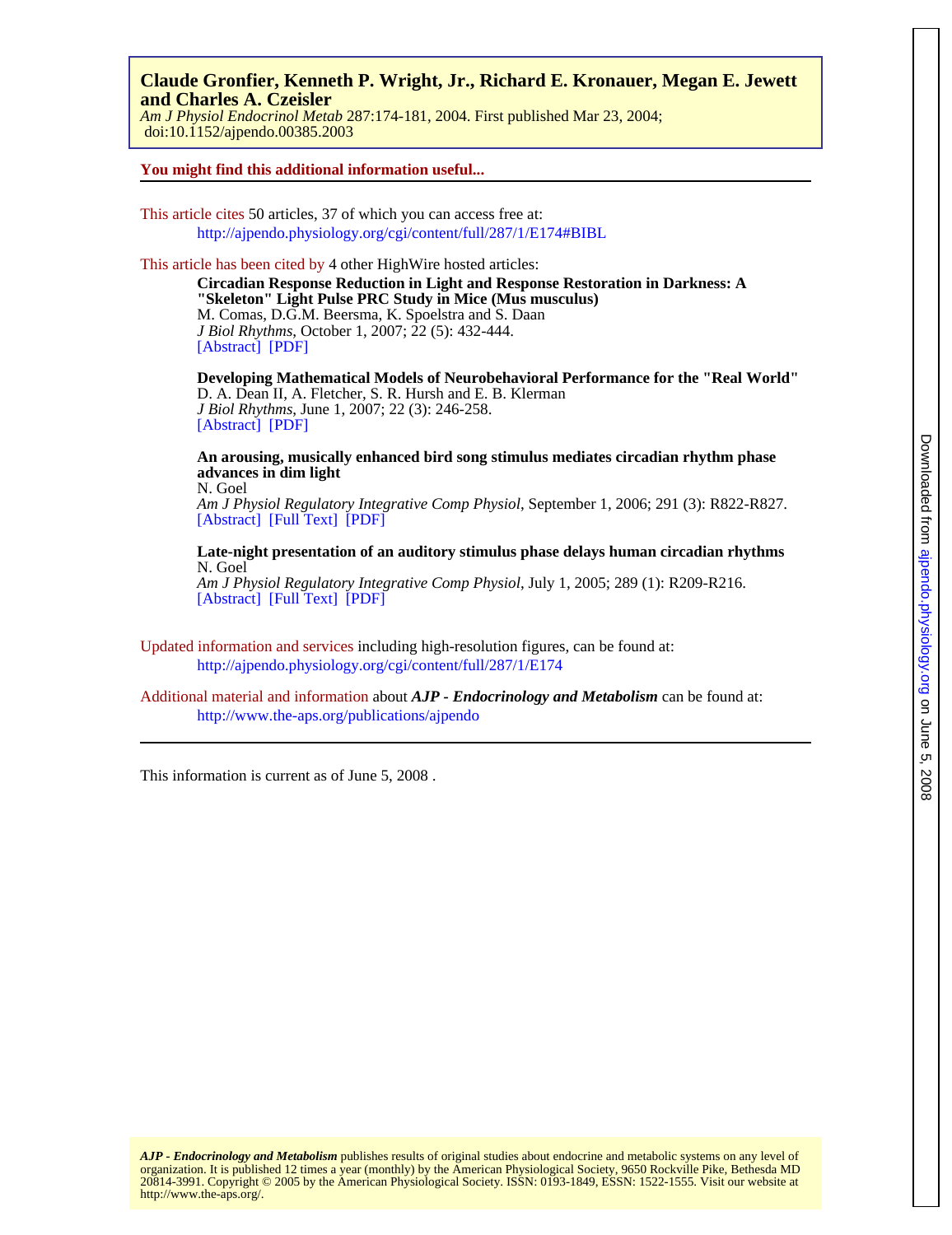**Claude Gronfier, Kenneth P. Wright, Jr., Richard E. Kronauer, Megan E. Jewett and Charles A. Czeisler**

*Am J Physiol Endocrinol Metab* 287:174-181, 2004. First published Mar 23, 2004;
doi:10.1152/ajpendo.00385.2003

**You might find this additional information useful...**

This article cites 50 articles, 37 of which you can access free at:
http://ajpendo.physiology.org/cgi/content/full/287/1/E174#BIBL

This article has been cited by 4 other HighWire hosted articles:

**Circadian Response Reduction in Light and Response Restoration in Darkness: A "Skeleton" Light Pulse PRC Study in Mice (Mus musculus)**
M. Comas, D.G.M. Beersma, K. Spoelstra and S. Daan
*J Biol Rhythms,* October 1, 2007; 22 (5): 432-444.
[Abstract] [PDF]

**Developing Mathematical Models of Neurobehavioral Performance for the "Real World"**
D. A. Dean II, A. Fletcher, S. R. Hursh and E. B. Klerman
*J Biol Rhythms,* June 1, 2007; 22 (3): 246-258.
[Abstract] [PDF]

**An arousing, musically enhanced bird song stimulus mediates circadian rhythm phase advances in dim light**
N. Goel
*Am J Physiol Regulatory Integrative Comp Physiol,* September 1, 2006; 291 (3): R822-R827.
[Abstract] [Full Text] [PDF]

**Late-night presentation of an auditory stimulus phase delays human circadian rhythms**
N. Goel
*Am J Physiol Regulatory Integrative Comp Physiol,* July 1, 2005; 289 (1): R209-R216.
[Abstract] [Full Text] [PDF]

Updated information and services including high-resolution figures, can be found at:
http://ajpendo.physiology.org/cgi/content/full/287/1/E174

Additional material and information about ***AJP - Endocrinology and Metabolism*** can be found at:
http://www.the-aps.org/publications/ajpendo

This information is current as of June 5, 2008 .

***AJP - Endocrinology and Metabolism*** publishes results of original studies about endocrine and metabolic systems on any level of organization. It is published 12 times a year (monthly) by the American Physiological Society, 9650 Rockville Pike, Bethesda MD 20814-3991. Copyright © 2005 by the American Physiological Society. ISSN: 0193-1849, ESSN: 1522-1555. Visit our website at http://www.the-aps.org/.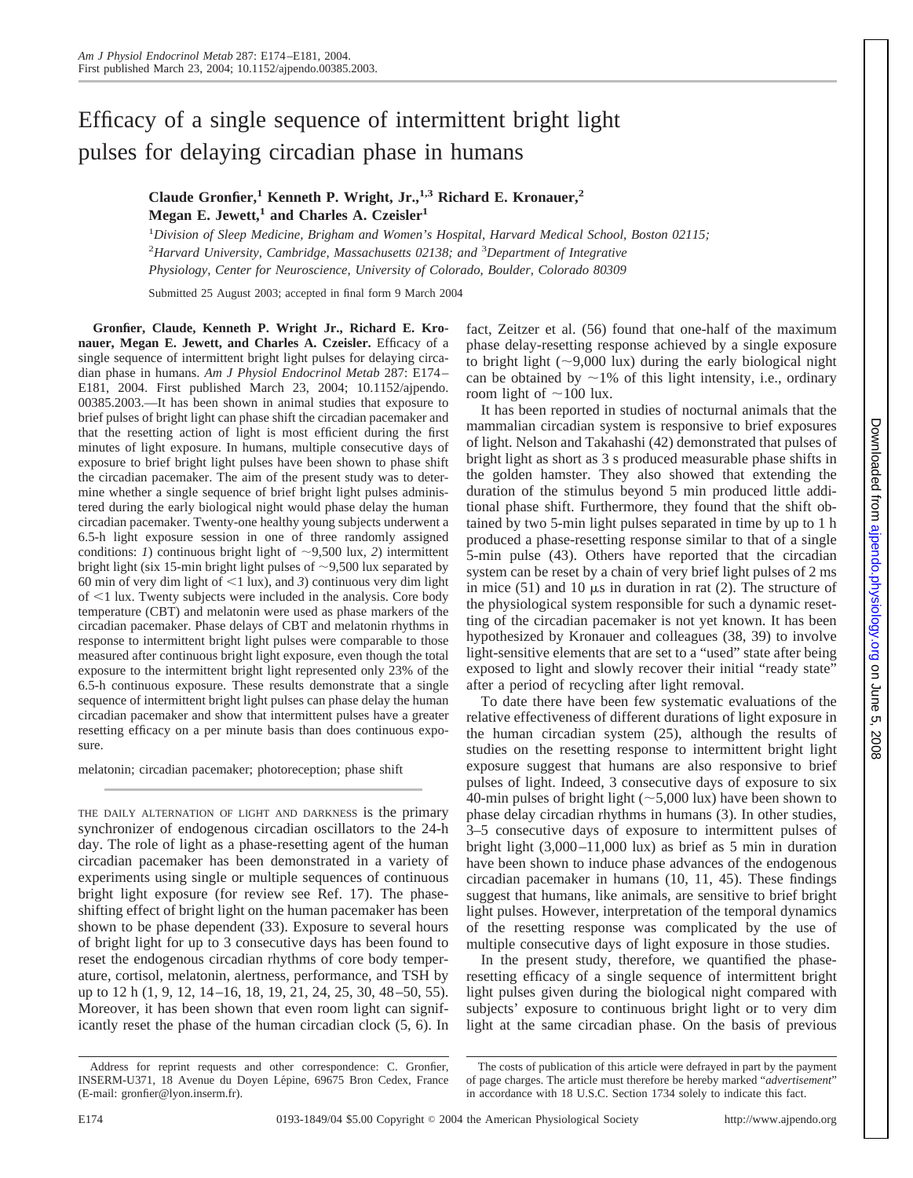# Efficacy of a single sequence of intermittent bright light pulses for delaying circadian phase in humans

**Claude Gronfier,[1] Kenneth P. Wright, Jr.,[1,3] Richard E. Kronauer,[2] Megan E. Jewett,[1] and Charles A. Czeisler[1]**

[1]*Division of Sleep Medicine, Brigham and Women's Hospital, Harvard Medical School, Boston 02115;* [2]*Harvard University, Cambridge, Massachusetts 02138; and* [3]*Department of Integrative Physiology, Center for Neuroscience, University of Colorado, Boulder, Colorado 80309*

Submitted 25 August 2003; accepted in final form 9 March 2004

**Gronfier, Claude, Kenneth P. Wright Jr., Richard E. Kronauer, Megan E. Jewett, and Charles A. Czeisler.** Efficacy of a single sequence of intermittent bright light pulses for delaying circadian phase in humans. *Am J Physiol Endocrinol Metab* 287: E174–E181, 2004. First published March 23, 2004; 10.1152/ajpendo.00385.2003.—It has been shown in animal studies that exposure to brief pulses of bright light can phase shift the circadian pacemaker and that the resetting action of light is most efficient during the first minutes of light exposure. In humans, multiple consecutive days of exposure to brief bright light pulses have been shown to phase shift the circadian pacemaker. The aim of the present study was to determine whether a single sequence of brief bright light pulses administered during the early biological night would phase delay the human circadian pacemaker. Twenty-one healthy young subjects underwent a 6.5-h light exposure session in one of three randomly assigned conditions: *1*) continuous bright light of ~9,500 lux, *2*) intermittent bright light (six 15-min bright light pulses of ~9,500 lux separated by 60 min of very dim light of <1 lux), and *3*) continuous very dim light of <1 lux. Twenty subjects were included in the analysis. Core body temperature (CBT) and melatonin were used as phase markers of the circadian pacemaker. Phase delays of CBT and melatonin rhythms in response to intermittent bright light pulses were comparable to those measured after continuous bright light exposure, even though the total exposure to the intermittent bright light represented only 23% of the 6.5-h continuous exposure. These results demonstrate that a single sequence of intermittent bright light pulses can phase delay the human circadian pacemaker and show that intermittent pulses have a greater resetting efficacy on a per minute basis than does continuous exposure.

melatonin; circadian pacemaker; photoreception; phase shift

THE DAILY ALTERNATION OF LIGHT AND DARKNESS is the primary synchronizer of endogenous circadian oscillators to the 24-h day. The role of light as a phase-resetting agent of the human circadian pacemaker has been demonstrated in a variety of experiments using single or multiple sequences of continuous bright light exposure (for review see Ref. 17). The phase-shifting effect of bright light on the human pacemaker has been shown to be phase dependent (33). Exposure to several hours of bright light for up to 3 consecutive days has been found to reset the endogenous circadian rhythms of core body temperature, cortisol, melatonin, alertness, performance, and TSH by up to 12 h (1, 9, 12, 14–16, 18, 19, 21, 24, 25, 30, 48–50, 55). Moreover, it has been shown that even room light can significantly reset the phase of the human circadian clock (5, 6). In fact, Zeitzer et al. (56) found that one-half of the maximum phase delay-resetting response achieved by a single exposure to bright light (~9,000 lux) during the early biological night can be obtained by ~1% of this light intensity, i.e., ordinary room light of ~100 lux.

It has been reported in studies of nocturnal animals that the mammalian circadian system is responsive to brief exposures of light. Nelson and Takahashi (42) demonstrated that pulses of bright light as short as 3 s produced measurable phase shifts in the golden hamster. They also showed that extending the duration of the stimulus beyond 5 min produced little additional phase shift. Furthermore, they found that the shift obtained by two 5-min light pulses separated in time by up to 1 h produced a phase-resetting response similar to that of a single 5-min pulse (43). Others have reported that the circadian system can be reset by a chain of very brief light pulses of 2 ms in mice (51) and 10 μs in duration in rat (2). The structure of the physiological system responsible for such a dynamic resetting of the circadian pacemaker is not yet known. It has been hypothesized by Kronauer and colleagues (38, 39) to involve light-sensitive elements that are set to a "used" state after being exposed to light and slowly recover their initial "ready state" after a period of recycling after light removal.

To date there have been few systematic evaluations of the relative effectiveness of different durations of light exposure in the human circadian system (25), although the results of studies on the resetting response to intermittent bright light exposure suggest that humans are also responsive to brief pulses of light. Indeed, 3 consecutive days of exposure to six 40-min pulses of bright light (~5,000 lux) have been shown to phase delay circadian rhythms in humans (3). In other studies, 3–5 consecutive days of exposure to intermittent pulses of bright light (3,000–11,000 lux) as brief as 5 min in duration have been shown to induce phase advances of the endogenous circadian pacemaker in humans (10, 11, 45). These findings suggest that humans, like animals, are sensitive to brief bright light pulses. However, interpretation of the temporal dynamics of the resetting response was complicated by the use of multiple consecutive days of light exposure in those studies.

In the present study, therefore, we quantified the phase-resetting efficacy of a single sequence of intermittent bright light pulses given during the biological night compared with subjects' exposure to continuous bright light or to very dim light at the same circadian phase. On the basis of previous

Address for reprint requests and other correspondence: C. Gronfier, INSERM-U371, 18 Avenue du Doyen Lépine, 69675 Bron Cedex, France (E-mail: gronfier@lyon.inserm.fr).

The costs of publication of this article were defrayed in part by the payment of page charges. The article must therefore be hereby marked "*advertisement*" in accordance with 18 U.S.C. Section 1734 solely to indicate this fact.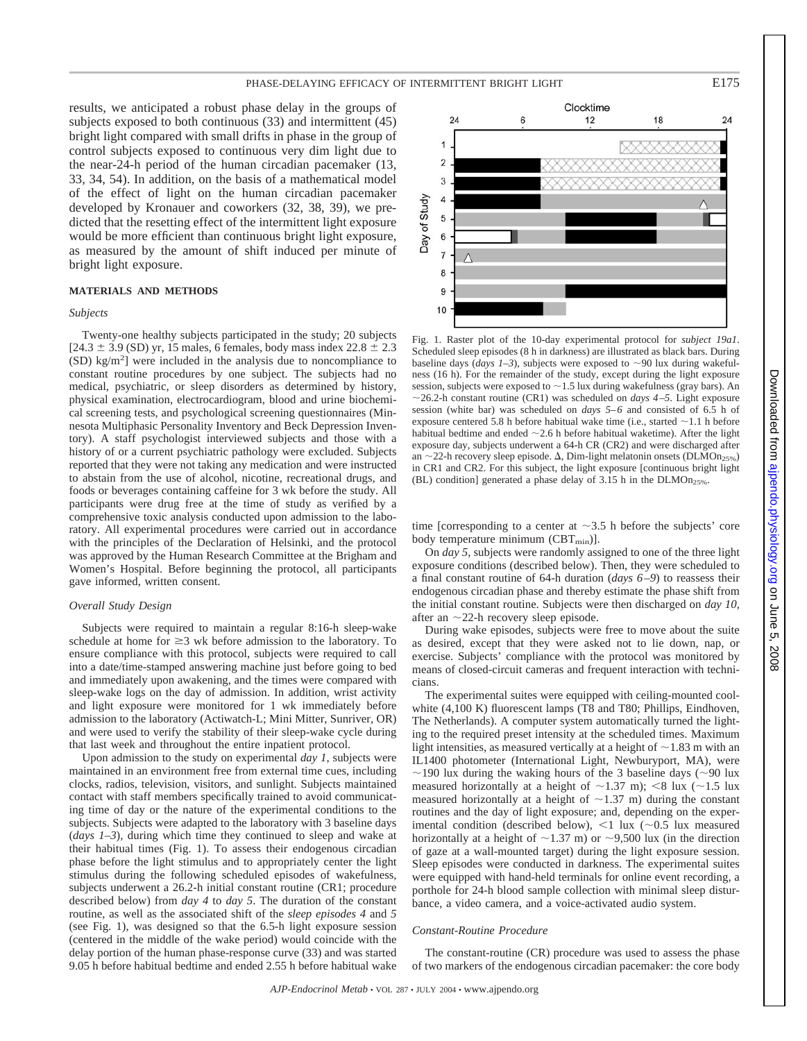results, we anticipated a robust phase delay in the groups of subjects exposed to both continuous (33) and intermittent (45) bright light compared with small drifts in phase in the group of control subjects exposed to continuous very dim light due to the near-24-h period of the human circadian pacemaker (13, 33, 34, 54). In addition, on the basis of a mathematical model of the effect of light on the human circadian pacemaker developed by Kronauer and coworkers (32, 38, 39), we predicted that the resetting effect of the intermittent light exposure would be more efficient than continuous bright light exposure, as measured by the amount of shift induced per minute of bright light exposure.

## MATERIALS AND METHODS

### *Subjects*

Twenty-one healthy subjects participated in the study; 20 subjects [24.3 ± 3.9 (SD) yr, 15 males, 6 females, body mass index 22.8 ± 2.3 (SD) kg/m$^2$] were included in the analysis due to noncompliance to constant routine procedures by one subject. The subjects had no medical, psychiatric, or sleep disorders as determined by history, physical examination, electrocardiogram, blood and urine biochemical screening tests, and psychological screening questionnaires (Minnesota Multiphasic Personality Inventory and Beck Depression Inventory). A staff psychologist interviewed subjects and those with a history of or a current psychiatric pathology were excluded. Subjects reported that they were not taking any medication and were instructed to abstain from the use of alcohol, nicotine, recreational drugs, and foods or beverages containing caffeine for 3 wk before the study. All participants were drug free at the time of study as verified by a comprehensive toxic analysis conducted upon admission to the laboratory. All experimental procedures were carried out in accordance with the principles of the Declaration of Helsinki, and the protocol was approved by the Human Research Committee at the Brigham and Women's Hospital. Before beginning the protocol, all participants gave informed, written consent.

### *Overall Study Design*

Subjects were required to maintain a regular 8:16-h sleep-wake schedule at home for ≥3 wk before admission to the laboratory. To ensure compliance with this protocol, subjects were required to call into a date/time-stamped answering machine just before going to bed and immediately upon awakening, and the times were compared with sleep-wake logs on the day of admission. In addition, wrist activity and light exposure were monitored for 1 wk immediately before admission to the laboratory (Actiwatch-L; Mini Mitter, Sunriver, OR) and were used to verify the stability of their sleep-wake cycle during that last week and throughout the entire inpatient protocol.

Upon admission to the study on experimental *day 1*, subjects were maintained in an environment free from external time cues, including clocks, radios, television, visitors, and sunlight. Subjects maintained contact with staff members specifically trained to avoid communicating time of day or the nature of the experimental conditions to the subjects. Subjects were adapted to the laboratory with 3 baseline days (*days 1–3*), during which time they continued to sleep and wake at their habitual times (Fig. 1). To assess their endogenous circadian phase before the light stimulus and to appropriately center the light stimulus during the following scheduled episodes of wakefulness, subjects underwent a 26.2-h initial constant routine (CR1; procedure described below) from *day 4* to *day 5*. The duration of the constant routine, as well as the associated shift of the *sleep episodes 4* and *5* (see Fig. 1), was designed so that the 6.5-h light exposure session (centered in the middle of the wake period) would coincide with the delay portion of the human phase-response curve (33) and was started 9.05 h before habitual bedtime and ended 2.55 h before habitual wake

Clocktime
24 6 12 18 24
Day of Study
1 2 3 4 5 6 7 8 9 10

Fig. 1. Raster plot of the 10-day experimental protocol for *subject 19a1*. Scheduled sleep episodes (8 h in darkness) are illustrated as black bars. During baseline days (*days 1–3*), subjects were exposed to ~90 lux during wakefulness (16 h). For the remainder of the study, except during the light exposure session, subjects were exposed to ~1.5 lux during wakefulness (gray bars). An ~26.2-h constant routine (CR1) was scheduled on *days 4–5*. Light exposure session (white bar) was scheduled on *days 5–6* and consisted of 6.5 h of exposure centered 5.8 h before habitual wake time (i.e., started ~1.1 h before habitual bedtime and ended ~2.6 h before habitual waketime). After the light exposure day, subjects underwent a 64-h CR (CR2) and were discharged after an ~22-h recovery sleep episode. Δ, Dim-light melatonin onsets (DLMOn$_{25\%}$) in CR1 and CR2. For this subject, the light exposure [continuous bright light (BL) condition] generated a phase delay of 3.15 h in the DLMOn$_{25\%}$.

time [corresponding to a center at ~3.5 h before the subjects' core body temperature minimum (CBT$_{min}$)].

On *day 5*, subjects were randomly assigned to one of the three light exposure conditions (described below). Then, they were scheduled to a final constant routine of 64-h duration (*days 6–9*) to reassess their endogenous circadian phase and thereby estimate the phase shift from the initial constant routine. Subjects were then discharged on *day 10*, after an ~22-h recovery sleep episode.

During wake episodes, subjects were free to move about the suite as desired, except that they were asked not to lie down, nap, or exercise. Subjects' compliance with the protocol was monitored by means of closed-circuit cameras and frequent interaction with technicians.

The experimental suites were equipped with ceiling-mounted cool-white (4,100 K) fluorescent lamps (T8 and T80; Phillips, Eindhoven, The Netherlands). A computer system automatically turned the lighting to the required preset intensity at the scheduled times. Maximum light intensities, as measured vertically at a height of ~1.83 m with an IL1400 photometer (International Light, Newburyport, MA), were ~190 lux during the waking hours of the 3 baseline days (~90 lux measured horizontally at a height of ~1.37 m); <8 lux (~1.5 lux measured horizontally at a height of ~1.37 m) during the constant routines and the day of light exposure; and, depending on the experimental condition (described below), <1 lux (~0.5 lux measured horizontally at a height of ~1.37 m) or ~9,500 lux (in the direction of gaze at a wall-mounted target) during the light exposure session. Sleep episodes were conducted in darkness. The experimental suites were equipped with hand-held terminals for online event recording, a portholе for 24-h blood sample collection with minimal sleep disturbance, a video camera, and a voice-activated audio system.

### *Constant-Routine Procedure*

The constant-routine (CR) procedure was used to assess the phase of two markers of the endogenous circadian pacemaker: the core body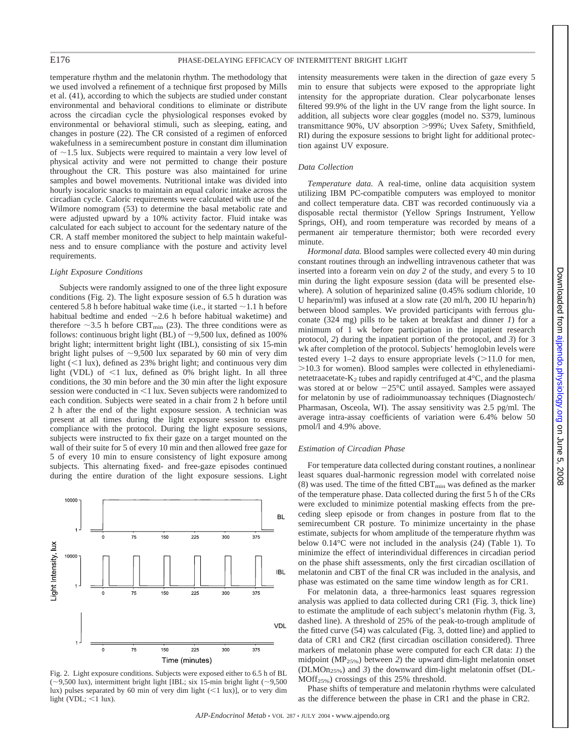temperature rhythm and the melatonin rhythm. The methodology that we used involved a refinement of a technique first proposed by Mills et al. (41), according to which the subjects are studied under constant environmental and behavioral conditions to eliminate or distribute across the circadian cycle the physiological responses evoked by environmental or behavioral stimuli, such as sleeping, eating, and changes in posture (22). The CR consisted of a regimen of enforced wakefulness in a semirecumbent posture in constant dim illumination of ~1.5 lux. Subjects were required to maintain a very low level of physical activity and were not permitted to change their posture throughout the CR. This posture was also maintained for urine samples and bowel movements. Nutritional intake was divided into hourly isocaloric snacks to maintain an equal caloric intake across the circadian cycle. Caloric requirements were calculated with use of the Wilmore nomogram (53) to determine the basal metabolic rate and were adjusted upward by a 10% activity factor. Fluid intake was calculated for each subject to account for the sedentary nature of the CR. A staff member monitored the subject to help maintain wakefulness and to ensure compliance with the posture and activity level requirements.

### *Light Exposure Conditions*

Subjects were randomly assigned to one of the three light exposure conditions (Fig. 2). The light exposure session of 6.5 h duration was centered 5.8 h before habitual wake time (i.e., it started ~1.1 h before habitual bedtime and ended ~2.6 h before habitual waketime) and therefore ~3.5 h before $CBT_{min}$ (23). The three conditions were as follows: continuous bright light (BL) of ~9,500 lux, defined as 100% bright light; intermittent bright light (IBL), consisting of six 15-min bright light pulses of ~9,500 lux separated by 60 min of very dim light (<1 lux), defined as 23% bright light; and continuous very dim light (VDL) of <1 lux, defined as 0% bright light. In all three conditions, the 30 min before and the 30 min after the light exposure session were conducted in <1 lux. Seven subjects were randomized to each condition. Subjects were seated in a chair from 2 h before until 2 h after the end of the light exposure session. A technician was present at all times during the light exposure session to ensure compliance with the protocol. During the light exposure sessions, subjects were instructed to fix their gaze on a target mounted on the wall of their suite for 5 of every 10 min and then allowed free gaze for 5 of every 10 min to ensure consistency of light exposure among subjects. This alternating fixed- and free-gaze episodes continued during the entire duration of the light exposure sessions. Light intensity measurements were taken in the direction of gaze every 5 min to ensure that subjects were exposed to the appropriate light intensity for the appropriate duration. Clear polycarbonate lenses filtered 99.9% of the light in the UV range from the light source. In addition, all subjects wore clear goggles (model no. S379, luminous transmittance 90%, UV absorption >99%; Uvex Safety, Smithfield, RI) during the exposure sessions to bright light for additional protection against UV exposure.

Fig. 2. Light exposure conditions. Subjects were exposed either to 6.5 h of BL (~9,500 lux), intermittent bright light [IBL; six 15-min bright light (~9,500 lux) pulses separated by 60 min of very dim light (<1 lux)], or to very dim light (VDL; <1 lux).

### *Data Collection*

*Temperature data.* A real-time, online data acquisition system utilizing IBM PC-compatible computers was employed to monitor and collect temperature data. CBT was recorded continuously via a disposable rectal thermistor (Yellow Springs Instrument, Yellow Springs, OH), and room temperature was recorded by means of a permanent air temperature thermistor; both were recorded every minute.

*Hormonal data.* Blood samples were collected every 40 min during constant routines through an indwelling intravenous catheter that was inserted into a forearm vein on *day 2* of the study, and every 5 to 10 min during the light exposure session (data will be presented elsewhere). A solution of heparinized saline (0.45% sodium chloride, 10 U heparin/ml) was infused at a slow rate (20 ml/h, 200 IU heparin/h) between blood samples. We provided participants with ferrous gluconate (324 mg) pills to be taken at breakfast and dinner *1*) for a minimum of 1 wk before participation in the inpatient research protocol, *2*) during the inpatient portion of the protocol, and *3*) for 3 wk after completion of the protocol. Subjects' hemoglobin levels were tested every 1–2 days to ensure appropriate levels (>11.0 for men, >10.3 for women). Blood samples were collected in ethylenediaminetetraacetate-$K_2$ tubes and rapidly centrifuged at 4°C, and the plasma was stored at or below −25°C until assayed. Samples were assayed for melatonin by use of radioimmunoassay techniques (Diagnostech/Pharmasan, Osceola, WI). The assay sensitivity was 2.5 pg/ml. The average intra-assay coefficients of variation were 6.4% below 50 pmol/l and 4.9% above.

### *Estimation of Circadian Phase*

For temperature data collected during constant routines, a nonlinear least squares dual-harmonic regression model with correlated noise (8) was used. The time of the fitted $CBT_{min}$ was defined as the marker of the temperature phase. Data collected during the first 5 h of the CRs were excluded to minimize potential masking effects from the preceding sleep episode or from changes in posture from flat to the semirecumbent CR posture. To minimize uncertainty in the phase estimate, subjects for whom amplitude of the temperature rhythm was below 0.14°C were not included in the analysis (24) (Table 1). To minimize the effect of interindividual differences in circadian period on the phase shift assessments, only the first circadian oscillation of melatonin and CBT of the final CR was included in the analysis, and phase was estimated on the same time window length as for CR1.

For melatonin data, a three-harmonics least squares regression analysis was applied to data collected during CR1 (Fig. 3, thick line) to estimate the amplitude of each subject's melatonin rhythm (Fig. 3, dashed line). A threshold of 25% of the peak-to-trough amplitude of the fitted curve (54) was calculated (Fig. 3, dotted line) and applied to data of CR1 and CR2 (first circadian oscillation considered). Three markers of melatonin phase were computed for each CR data: *1*) the midpoint ($MP_{25\%}$) between *2*) the upward dim-light melatonin onset ($DLMOn_{25\%}$) and *3*) the downward dim-light melatonin offset ($DLMOff_{25\%}$) crossings of this 25% threshold.

Phase shifts of temperature and melatonin rhythms were calculated as the difference between the phase in CR1 and the phase in CR2.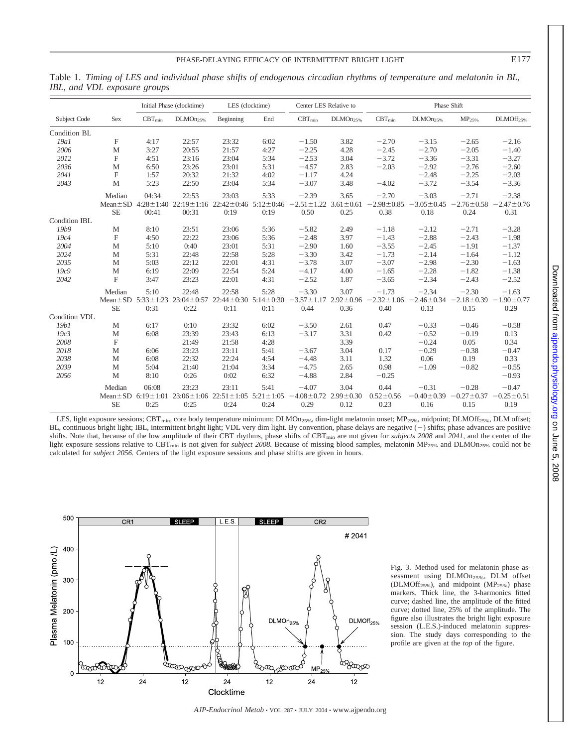Table 1. *Timing of LES and individual phase shifts of endogenous circadian rhythms of temperature and melatonin in BL, IBL, and VDL exposure groups*

| | | Initial Phase (clocktime) | | LES (clocktime) | | Center LES Relative to | | Phase Shift | | | |
|---|---|---|---|---|---|---|---|---|---|---|---|
| Subject Code | Sex | $CBT_{min}$ | $DLMOn_{25\%}$ | Beginning | End | $CBT_{min}$ | $DLMOn_{25\%}$ | $CBT_{min}$ | $DLMOn_{25\%}$ | $MP_{25\%}$ | $DLMOff_{25\%}$ |
| Condition BL | | | | | | | | | | | |
| *19a1* | F | 4:17 | 22:57 | 23:32 | 6:02 | −1.50 | 3.82 | −2.70 | −3.15 | −2.65 | −2.16 |
| *2006* | M | 3:27 | 20:55 | 21:57 | 4:27 | −2.25 | 4.28 | −2.45 | −2.70 | −2.05 | −1.40 |
| *2012* | F | 4:51 | 23:16 | 23:04 | 5:34 | −2.53 | 3.04 | −3.72 | −3.36 | −3.31 | −3.27 |
| *2036* | M | 6:50 | 23:26 | 23:01 | 5:31 | −4.57 | 2.83 | −2.03 | −2.92 | −2.76 | −2.60 |
| *2041* | F | 1:57 | 20:32 | 21:32 | 4:02 | −1.17 | 4.24 | | −2.48 | −2.25 | −2.03 |
| *2043* | M | 5:23 | 22:50 | 23:04 | 5:34 | −3.07 | 3.48 | −4.02 | −3.72 | −3.54 | −3.36 |
| | Median | 04:34 | 22:53 | 23:03 | 5:33 | −2.39 | 3.65 | −2.70 | −3.03 | −2.71 | −2.38 |
| | Mean±SD | 4:28±1:40 | 22:19±1:16 | 22:42±0:46 | 5:12±0:46 | −2.51±1.22 | 3.61±0.61 | −2.98±0.85 | −3.05±0.45 | −2.76±0.58 | −2.47±0.76 |
| | SE | 00:41 | 00:31 | 0:19 | 0:19 | 0.50 | 0.25 | 0.38 | 0.18 | 0.24 | 0.31 |
| Condition IBL | | | | | | | | | | | |
| *19b9* | M | 8:10 | 23:51 | 23:06 | 5:36 | −5.82 | 2.49 | −1.18 | −2.12 | −2.71 | −3.28 |
| *19c4* | F | 4:50 | 22:22 | 23:06 | 5:36 | −2.48 | 3.97 | −1.43 | −2.88 | −2.43 | −1.98 |
| *2004* | M | 5:10 | 0:40 | 23:01 | 5:31 | −2.90 | 1.60 | −3.55 | −2.45 | −1.91 | −1.37 |
| *2024* | M | 5:31 | 22:48 | 22:58 | 5:28 | −3.30 | 3.42 | −1.73 | −2.14 | −1.64 | −1.12 |
| *2035* | M | 5:03 | 22:12 | 22:01 | 4:31 | −3.78 | 3.07 | −3.07 | −2.98 | −2.30 | −1.63 |
| *19c9* | M | 6:19 | 22:09 | 22:54 | 5:24 | −4.17 | 4.00 | −1.65 | −2.28 | −1.82 | −1.38 |
| *2042* | F | 3:47 | 23:23 | 22:01 | 4:31 | −2.52 | 1.87 | −3.65 | −2.34 | −2.43 | −2.52 |
| | Median | 5:10 | 22:48 | 22:58 | 5:28 | −3.30 | 3.07 | −1.73 | −2.34 | −2.30 | −1.63 |
| | Mean±SD | 5:33±1:23 | 23:04±0:57 | 22:44±0:30 | 5:14±0:30 | −3.57±1.17 | 2.92±0.96 | −2.32±1.06 | −2.46±0.34 | −2.18±0.39 | −1.90±0.77 |
| | SE | 0:31 | 0:22 | 0:11 | 0:11 | 0.44 | 0.36 | 0.40 | 0.13 | 0.15 | 0.29 |
| Condition VDL | | | | | | | | | | | |
| *19b1* | M | 6:17 | 0:10 | 23:32 | 6:02 | −3.50 | 2.61 | 0.47 | −0.33 | −0.46 | −0.58 |
| *19c3* | M | 6:08 | 23:39 | 23:43 | 6:13 | −3.17 | 3.31 | 0.42 | −0.52 | −0.19 | 0.13 |
| *2008* | F | | 21:49 | 21:58 | 4:28 | | 3.39 | | −0.24 | 0.05 | 0.34 |
| *2018* | M | 6:06 | 23:23 | 23:11 | 5:41 | −3.67 | 3.04 | 0.17 | −0.29 | −0.38 | −0.47 |
| *2038* | M | 6:08 | 22:32 | 22:24 | 4:54 | −4.48 | 3.11 | 1.32 | 0.06 | 0.19 | 0.33 |
| *2039* | M | 5:04 | 21:40 | 21:04 | 3:34 | −4.75 | 2.65 | 0.98 | −1.09 | −0.82 | −0.55 |
| *2056* | M | 8:10 | 0:26 | 0:02 | 6:32 | −4.88 | 2.84 | −0.25 | | | −0.93 |
| | Median | 06:08 | 23:23 | 23:11 | 5:41 | −4.07 | 3.04 | 0.44 | −0.31 | −0.28 | −0.47 |
| | Mean±SD | 6:19±1:01 | 23:06±1:06 | 22:51±1:05 | 5:21±1:05 | −4.08±0.72 | 2.99±0.30 | 0.52±0.56 | −0.40±0.39 | −0.27±0.37 | −0.25±0.51 |
| | SE | 0:25 | 0:25 | 0:24 | 0:24 | 0.29 | 0.12 | 0.23 | 0.16 | 0.15 | 0.19 |

LES, light exposure sessions; $CBT_{min}$, core body temperature minimum; $DLMOn_{25\%}$, dim-light melatonin onset; $MP_{25\%}$, midpoint; $DLMOff_{25\%}$, DLM offset; BL, continuous bright light; IBL, intermittent bright light; VDL very dim light. By convention, phase delays are negative (−) shifts; phase advances are positive shifts. Note that, because of the low amplitude of their CBT rhythms, phase shifts of $CBT_{min}$ are not given for *subjects 2008* and *2041*, and the center of the light exposure sessions relative to $CBT_{min}$ is not given for *subject 2008*. Because of missing blood samples, melatonin $MP_{25\%}$ and $DLMOn_{25\%}$ could not be calculated for *subject 2056*. Centers of the light exposure sessions and phase shifts are given in hours.

Fig. 3. Method used for melatonin phase assessment using $DLMOn_{25\%}$, DLM offset ($DLMOff_{25\%}$), and midpoint ($MP_{25\%}$) phase markers. Thick line, the 3-harmonics fitted curve; dashed line, the amplitude of the fitted curve; dotted line, 25% of the amplitude. The figure also illustrates the bright light exposure session (L.E.S.)-induced melatonin suppression. The study days corresponding to the profile are given at the *top* of the figure.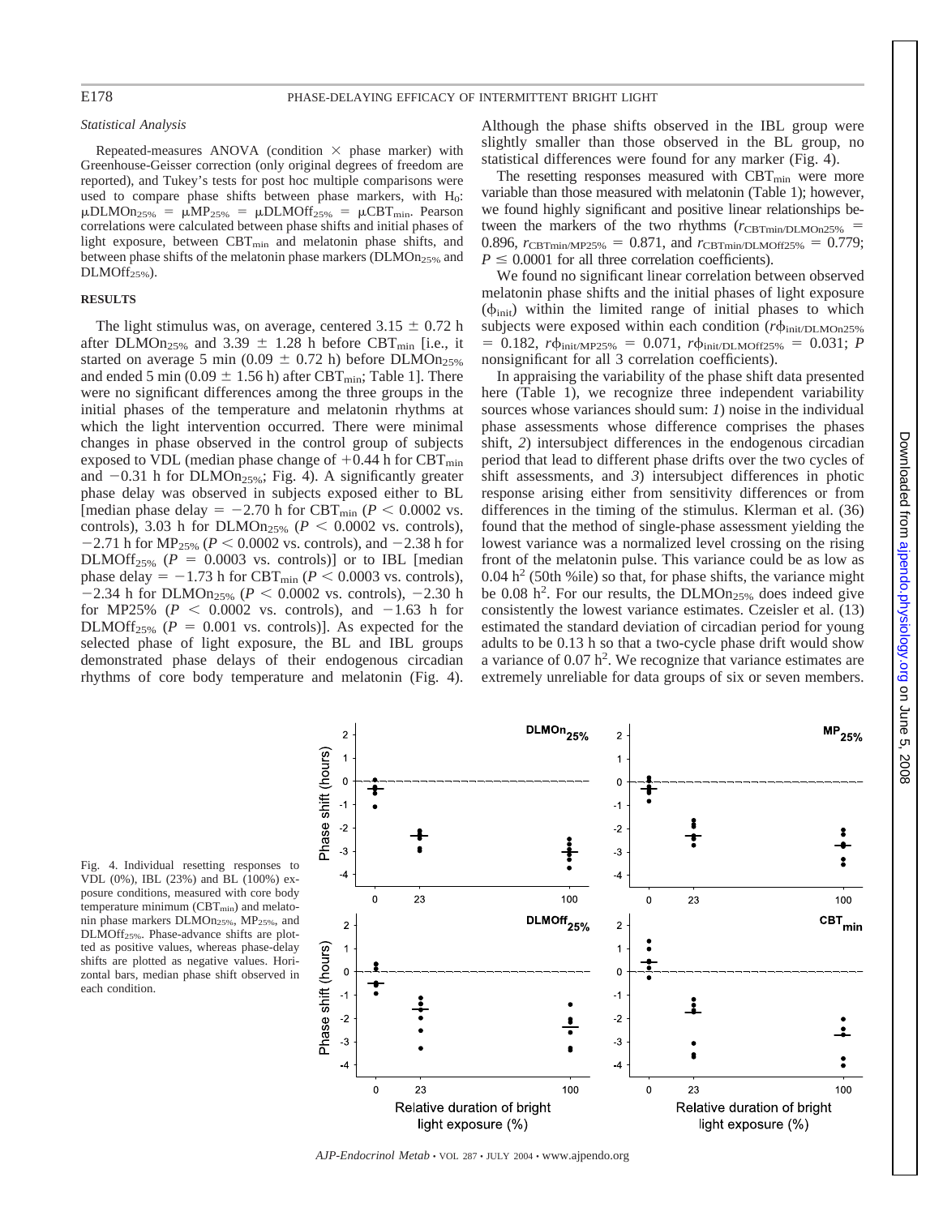### *Statistical Analysis*

Repeated-measures ANOVA (condition × phase marker) with Greenhouse-Geisser correction (only original degrees of freedom are reported), and Tukey's tests for post hoc multiple comparisons were used to compare phase shifts between phase markers, with $H_0$: $\mu DLMOn_{25\%} = \mu MP_{25\%} = \mu DLMOff_{25\%} = \mu CBT_{min}$. Pearson correlations were calculated between phase shifts and initial phases of light exposure, between $CBT_{min}$ and melatonin phase shifts, and between phase shifts of the melatonin phase markers ($DLMOn_{25\%}$ and $DLMOff_{25\%}$).

## RESULTS

The light stimulus was, on average, centered 3.15 ± 0.72 h after $DLMOn_{25\%}$ and 3.39 ± 1.28 h before $CBT_{min}$ [i.e., it started on average 5 min (0.09 ± 0.72 h) before $DLMOn_{25\%}$ and ended 5 min (0.09 ± 1.56 h) after $CBT_{min}$; Table 1]. There were no significant differences among the three groups in the initial phases of the temperature and melatonin rhythms at which the light intervention occurred. There were minimal changes in phase observed in the control group of subjects exposed to VDL (median phase change of +0.44 h for $CBT_{min}$ and −0.31 h for $DLMOn_{25\%}$; Fig. 4). A significantly greater phase delay was observed in subjects exposed either to BL [median phase delay = −2.70 h for $CBT_{min}$ ($P < 0.0002$ vs. controls), 3.03 h for $DLMOn_{25\%}$ ($P < 0.0002$ vs. controls), −2.71 h for $MP_{25\%}$ ($P < 0.0002$ vs. controls), and −2.38 h for $DLMOff_{25\%}$ ($P = 0.0003$ vs. controls)] or to IBL [median phase delay = −1.73 h for $CBT_{min}$ ($P < 0.0003$ vs. controls), −2.34 h for $DLMOn_{25\%}$ ($P < 0.0002$ vs. controls), −2.30 h for MP25% ($P < 0.0002$ vs. controls), and −1.63 h for $DLMOff_{25\%}$ ($P = 0.001$ vs. controls)]. As expected for the selected phase of light exposure, the BL and IBL groups demonstrated phase delays of their endogenous circadian rhythms of core body temperature and melatonin (Fig. 4). Although the phase shifts observed in the IBL group were slightly smaller than those observed in the BL group, no statistical differences were found for any marker (Fig. 4).

The resetting responses measured with $CBT_{min}$ were more variable than those measured with melatonin (Table 1); however, we found highly significant and positive linear relationships between the markers of the two rhythms ($r_{CBTmin/DLMOn25\%} = 0.896$, $r_{CBTmin/MP25\%} = 0.871$, and $r_{CBTmin/DLMOff25\%} = 0.779$; $P \leq 0.0001$ for all three correlation coefficients).

We found no significant linear correlation between observed melatonin phase shifts and the initial phases of light exposure ($\phi_{init}$) within the limited range of initial phases to which subjects were exposed within each condition ($r\phi_{init/DLMOn25\%} = 0.182$, $r\phi_{init/MP25\%} = 0.071$, $r\phi_{init/DLMOff25\%} = 0.031$; $P$ nonsignificant for all 3 correlation coefficients).

In appraising the variability of the phase shift data presented here (Table 1), we recognize three independent variability sources whose variances should sum: *1*) noise in the individual phase assessments whose difference comprises the phases shift, *2*) intersubject differences in the endogenous circadian period that lead to different phase drifts over the two cycles of shift assessments, and *3*) intersubject differences in photic response arising either from sensitivity differences or from differences in the timing of the stimulus. Klerman et al. (36) found that the method of single-phase assessment yielding the lowest variance was a normalized level crossing on the rising front of the melatonin pulse. This variance could be as low as 0.04 $h^2$ (50th %ile) so that, for phase shifts, the variance might be 0.08 $h^2$. For our results, the $DLMOn_{25\%}$ does indeed give consistently the lowest variance estimates. Czeisler et al. (13) estimated the standard deviation of circadian period for young adults to be 0.13 h so that a two-cycle phase drift would show a variance of 0.07 $h^2$. We recognize that variance estimates are extremely unreliable for data groups of six or seven members.

Fig. 4. Individual resetting responses to VDL (0%), IBL (23%) and BL (100%) exposure conditions, measured with core body temperature minimum ($CBT_{min}$) and melatonin phase markers $DLMOn_{25\%}$, $MP_{25\%}$, and $DLMOff_{25\%}$. Phase-advance shifts are plotted as positive values, whereas phase-delay shifts are plotted as negative values. Horizontal bars, median phase shift observed in each condition.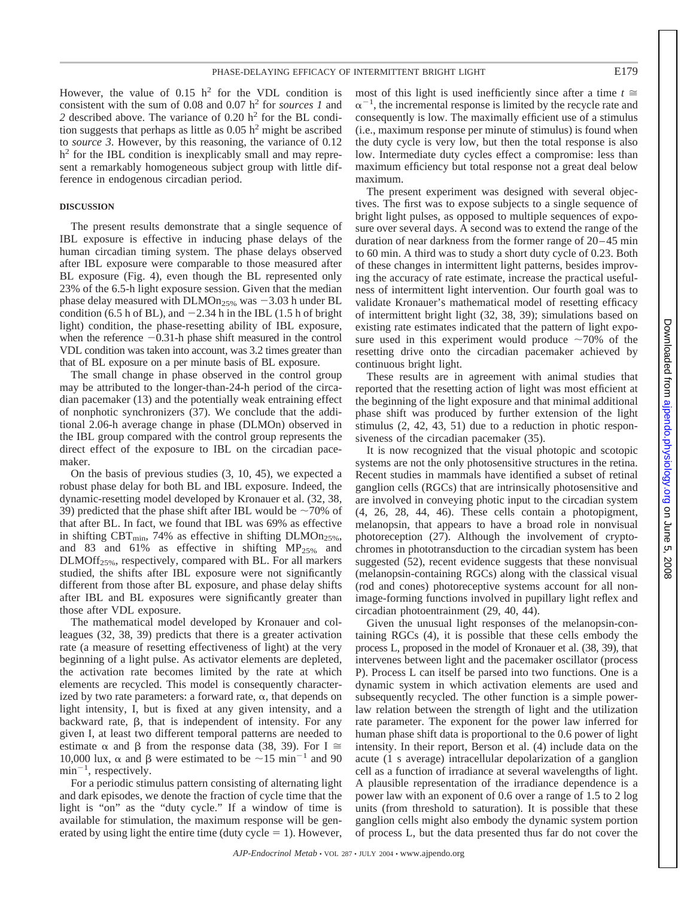However, the value of 0.15 $h^2$ for the VDL condition is consistent with the sum of 0.08 and 0.07 $h^2$ for *sources 1* and *2* described above. The variance of 0.20 $h^2$ for the BL condition suggests that perhaps as little as 0.05 $h^2$ might be ascribed to *source 3*. However, by this reasoning, the variance of 0.12 $h^2$ for the IBL condition is inexplicably small and may represent a remarkably homogeneous subject group with little difference in endogenous circadian period.

## DISCUSSION

The present results demonstrate that a single sequence of IBL exposure is effective in inducing phase delays of the human circadian timing system. The phase delays observed after IBL exposure were comparable to those measured after BL exposure (Fig. 4), even though the BL represented only 23% of the 6.5-h light exposure session. Given that the median phase delay measured with $DLMOn_{25\%}$ was −3.03 h under BL condition (6.5 h of BL), and −2.34 h in the IBL (1.5 h of bright light) condition, the phase-resetting ability of IBL exposure, when the reference −0.31-h phase shift measured in the control VDL condition was taken into account, was 3.2 times greater than that of BL exposure on a per minute basis of BL exposure.

The small change in phase observed in the control group may be attributed to the longer-than-24-h period of the circadian pacemaker (13) and the potentially weak entraining effect of nonphotic synchronizers (37). We conclude that the additional 2.06-h average change in phase (DLMOn) observed in the IBL group compared with the control group represents the direct effect of the exposure to IBL on the circadian pacemaker.

On the basis of previous studies (3, 10, 45), we expected a robust phase delay for both BL and IBL exposure. Indeed, the dynamic-resetting model developed by Kronauer et al. (32, 38, 39) predicted that the phase shift after IBL would be ∼70% of that after BL. In fact, we found that IBL was 69% as effective in shifting $CBT_{min}$, 74% as effective in shifting $DLMOn_{25\%}$, and 83 and 61% as effective in shifting $MP_{25\%}$ and $DLMOff_{25\%}$, respectively, compared with BL. For all markers studied, the shifts after IBL exposure were not significantly different from those after BL exposure, and phase delay shifts after IBL and BL exposures were significantly greater than those after VDL exposure.

The mathematical model developed by Kronauer and colleagues (32, 38, 39) predicts that there is a greater activation rate (a measure of resetting effectiveness of light) at the very beginning of a light pulse. As activator elements are depleted, the activation rate becomes limited by the rate at which elements are recycled. This model is consequently characterized by two rate parameters: a forward rate, $\alpha$, that depends on light intensity, I, but is fixed at any given intensity, and a backward rate, $\beta$, that is independent of intensity. For any given I, at least two different temporal patterns are needed to estimate $\alpha$ and $\beta$ from the response data (38, 39). For I ≅ 10,000 lux, $\alpha$ and $\beta$ were estimated to be ∼15 $min^{-1}$ and 90 $min^{-1}$, respectively.

For a periodic stimulus pattern consisting of alternating light and dark episodes, we denote the fraction of cycle time that the light is "on" as the "duty cycle." If a window of time is available for stimulation, the maximum response will be generated by using light the entire time (duty cycle = 1). However, most of this light is used inefficiently since after a time $t \cong \alpha^{-1}$, the incremental response is limited by the recycle rate and consequently is low. The maximally efficient use of a stimulus (i.e., maximum response per minute of stimulus) is found when the duty cycle is very low, but then the total response is also low. Intermediate duty cycles effect a compromise: less than maximum efficiency but total response not a great deal below maximum.

The present experiment was designed with several objectives. The first was to expose subjects to a single sequence of bright light pulses, as opposed to multiple sequences of exposure over several days. A second was to extend the range of the duration of near darkness from the former range of 20–45 min to 60 min. A third was to study a short duty cycle of 0.23. Both of these changes in intermittent light patterns, besides improving the accuracy of rate estimate, increase the practical usefulness of intermittent light intervention. Our fourth goal was to validate Kronauer's mathematical model of resetting efficacy of intermittent bright light (32, 38, 39); simulations based on existing rate estimates indicated that the pattern of light exposure used in this experiment would produce ∼70% of the resetting drive onto the circadian pacemaker achieved by continuous bright light.

These results are in agreement with animal studies that reported that the resetting action of light was most efficient at the beginning of the light exposure and that minimal additional phase shift was produced by further extension of the light stimulus (2, 42, 43, 51) due to a reduction in photic responsiveness of the circadian pacemaker (35).

It is now recognized that the visual photopic and scotopic systems are not the only photosensitive structures in the retina. Recent studies in mammals have identified a subset of retinal ganglion cells (RGCs) that are intrinsically photosensitive and are involved in conveying photic input to the circadian system (4, 26, 28, 44, 46). These cells contain a photopigment, melanopsin, that appears to have a broad role in nonvisual photoreception (27). Although the involvement of cryptochromes in phototransduction to the circadian system has been suggested (52), recent evidence suggests that these nonvisual (melanopsin-containing RGCs) along with the classical visual (rod and cones) photoreceptive systems account for all non-image-forming functions involved in pupillary light reflex and circadian photoentrainment (29, 40, 44).

Given the unusual light responses of the melanopsin-containing RGCs (4), it is possible that these cells embody the process L, proposed in the model of Kronauer et al. (38, 39), that intervenes between light and the pacemaker oscillator (process P). Process L can itself be parsed into two functions. One is a dynamic system in which activation elements are used and subsequently recycled. The other function is a simple power-law relation between the strength of light and the utilization rate parameter. The exponent for the power law inferred for human phase shift data is proportional to the 0.6 power of light intensity. In their report, Berson et al. (4) include data on the acute (1 s average) intracellular depolarization of a ganglion cell as a function of irradiance at several wavelengths of light. A plausible representation of the irradiance dependence is a power law with an exponent of 0.6 over a range of 1.5 to 2 log units (from threshold to saturation). It is possible that these ganglion cells might also embody the dynamic system portion of process L, but the data presented thus far do not cover the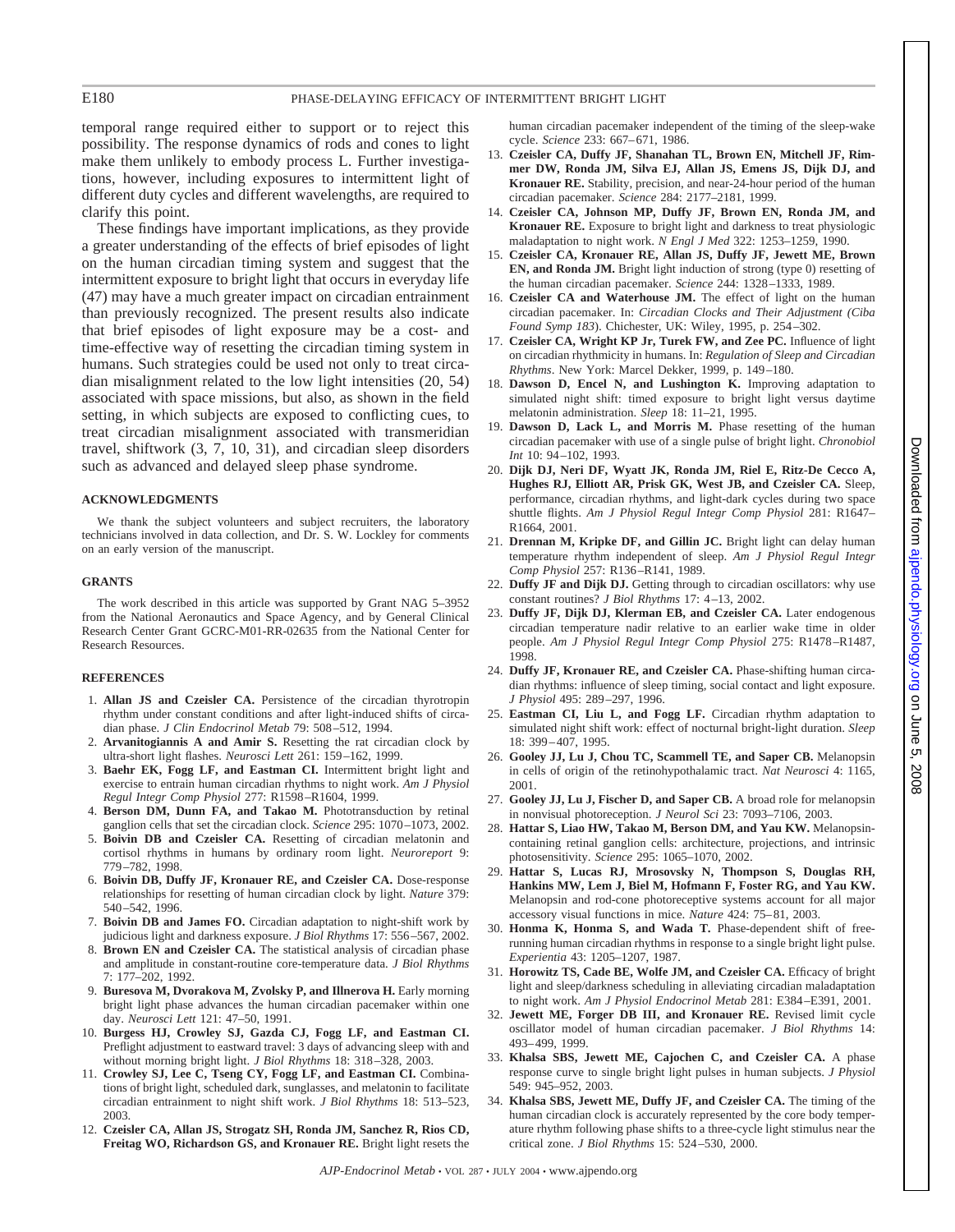temporal range required either to support or to reject this possibility. The response dynamics of rods and cones to light make them unlikely to embody process L. Further investigations, however, including exposures to intermittent light of different duty cycles and different wavelengths, are required to clarify this point.

These findings have important implications, as they provide a greater understanding of the effects of brief episodes of light on the human circadian timing system and suggest that the intermittent exposure to bright light that occurs in everyday life (47) may have a much greater impact on circadian entrainment than previously recognized. The present results also indicate that brief episodes of light exposure may be a cost- and time-effective way of resetting the circadian timing system in humans. Such strategies could be used not only to treat circadian misalignment related to the low light intensities (20, 54) associated with space missions, but also, as shown in the field setting, in which subjects are exposed to conflicting cues, to treat circadian misalignment associated with transmeridian travel, shiftwork (3, 7, 10, 31), and circadian sleep disorders such as advanced and delayed sleep phase syndrome.

## ACKNOWLEDGMENTS

We thank the subject volunteers and subject recruiters, the laboratory technicians involved in data collection, and Dr. S. W. Lockley for comments on an early version of the manuscript.

## GRANTS

The work described in this article was supported by Grant NAG 5–3952 from the National Aeronautics and Space Agency, and by General Clinical Research Center Grant GCRC-M01-RR-02635 from the National Center for Research Resources.

## REFERENCES

1. **Allan JS and Czeisler CA.** Persistence of the circadian thyrotropin rhythm under constant conditions and after light-induced shifts of circadian phase. *J Clin Endocrinol Metab* 79: 508–512, 1994.
2. **Arvanitogiannis A and Amir S.** Resetting the rat circadian clock by ultra-short light flashes. *Neurosci Lett* 261: 159–162, 1999.
3. **Baehr EK, Fogg LF, and Eastman CI.** Intermittent bright light and exercise to entrain human circadian rhythms to night work. *Am J Physiol Regul Integr Comp Physiol* 277: R1598–R1604, 1999.
4. **Berson DM, Dunn FA, and Takao M.** Phototransduction by retinal ganglion cells that set the circadian clock. *Science* 295: 1070–1073, 2002.
5. **Boivin DB and Czeisler CA.** Resetting of circadian melatonin and cortisol rhythms in humans by ordinary room light. *Neuroreport* 9: 779–782, 1998.
6. **Boivin DB, Duffy JF, Kronauer RE, and Czeisler CA.** Dose-response relationships for resetting of human circadian clock by light. *Nature* 379: 540–542, 1996.
7. **Boivin DB and James FO.** Circadian adaptation to night-shift work by judicious light and darkness exposure. *J Biol Rhythms* 17: 556–567, 2002.
8. **Brown EN and Czeisler CA.** The statistical analysis of circadian phase and amplitude in constant-routine core-temperature data. *J Biol Rhythms* 7: 177–202, 1992.
9. **Buresova M, Dvorakova M, Zvolsky P, and Illnerova H.** Early morning bright light phase advances the human circadian pacemaker within one day. *Neurosci Lett* 121: 47–50, 1991.
10. **Burgess HJ, Crowley SJ, Gazda CJ, Fogg LF, and Eastman CI.** Preflight adjustment to eastward travel: 3 days of advancing sleep with and without morning bright light. *J Biol Rhythms* 18: 318–328, 2003.
11. **Crowley SJ, Lee C, Tseng CY, Fogg LF, and Eastman CI.** Combinations of bright light, scheduled dark, sunglasses, and melatonin to facilitate circadian entrainment to night shift work. *J Biol Rhythms* 18: 513–523, 2003.
12. **Czeisler CA, Allan JS, Strogatz SH, Ronda JM, Sanchez R, Rios CD, Freitag WO, Richardson GS, and Kronauer RE.** Bright light resets the human circadian pacemaker independent of the timing of the sleep-wake cycle. *Science* 233: 667–671, 1986.
13. **Czeisler CA, Duffy JF, Shanahan TL, Brown EN, Mitchell JF, Rimmer DW, Ronda JM, Silva EJ, Allan JS, Emens JS, Dijk DJ, and Kronauer RE.** Stability, precision, and near-24-hour period of the human circadian pacemaker. *Science* 284: 2177–2181, 1999.
14. **Czeisler CA, Johnson MP, Duffy JF, Brown EN, Ronda JM, and Kronauer RE.** Exposure to bright light and darkness to treat physiologic maladaptation to night work. *N Engl J Med* 322: 1253–1259, 1990.
15. **Czeisler CA, Kronauer RE, Allan JS, Duffy JF, Jewett ME, Brown EN, and Ronda JM.** Bright light induction of strong (type 0) resetting of the human circadian pacemaker. *Science* 244: 1328–1333, 1989.
16. **Czeisler CA and Waterhouse JM.** The effect of light on the human circadian pacemaker. In: *Circadian Clocks and Their Adjustment (Ciba Found Symp 183)*. Chichester, UK: Wiley, 1995, p. 254–302.
17. **Czeisler CA, Wright KP Jr, Turek FW, and Zee PC.** Influence of light on circadian rhythmicity in humans. In: *Regulation of Sleep and Circadian Rhythms*. New York: Marcel Dekker, 1999, p. 149–180.
18. **Dawson D, Encel N, and Lushington K.** Improving adaptation to simulated night shift: timed exposure to bright light versus daytime melatonin administration. *Sleep* 18: 11–21, 1995.
19. **Dawson D, Lack L, and Morris M.** Phase resetting of the human circadian pacemaker with use of a single pulse of bright light. *Chronobiol Int* 10: 94–102, 1993.
20. **Dijk DJ, Neri DF, Wyatt JK, Ronda JM, Riel E, Ritz-De Cecco A, Hughes RJ, Elliott AR, Prisk GK, West JB, and Czeisler CA.** Sleep, performance, circadian rhythms, and light-dark cycles during two space shuttle flights. *Am J Physiol Regul Integr Comp Physiol* 281: R1647–R1664, 2001.
21. **Drennan M, Kripke DF, and Gillin JC.** Bright light can delay human temperature rhythm independent of sleep. *Am J Physiol Regul Integr Comp Physiol* 257: R136–R141, 1989.
22. **Duffy JF and Dijk DJ.** Getting through to circadian oscillators: why use constant routines? *J Biol Rhythms* 17: 4–13, 2002.
23. **Duffy JF, Dijk DJ, Klerman EB, and Czeisler CA.** Later endogenous circadian temperature nadir relative to an earlier wake time in older people. *Am J Physiol Regul Integr Comp Physiol* 275: R1478–R1487, 1998.
24. **Duffy JF, Kronauer RE, and Czeisler CA.** Phase-shifting human circadian rhythms: influence of sleep timing, social contact and light exposure. *J Physiol* 495: 289–297, 1996.
25. **Eastman CI, Liu L, and Fogg LF.** Circadian rhythm adaptation to simulated night shift work: effect of nocturnal bright-light duration. *Sleep* 18: 399–407, 1995.
26. **Gooley JJ, Lu J, Chou TC, Scammell TE, and Saper CB.** Melanopsin in cells of origin of the retinohypothalamic tract. *Nat Neurosci* 4: 1165, 2001.
27. **Gooley JJ, Lu J, Fischer D, and Saper CB.** A broad role for melanopsin in nonvisual photoreception. *J Neurol Sci* 23: 7093–7106, 2003.
28. **Hattar S, Liao HW, Takao M, Berson DM, and Yau KW.** Melanopsin-containing retinal ganglion cells: architecture, projections, and intrinsic photosensitivity. *Science* 295: 1065–1070, 2002.
29. **Hattar S, Lucas RJ, Mrosovsky N, Thompson S, Douglas RH, Hankins MW, Lem J, Biel M, Hofmann F, Foster RG, and Yau KW.** Melanopsin and rod-cone photoreceptive systems account for all major accessory visual functions in mice. *Nature* 424: 75–81, 2003.
30. **Honma K, Honma S, and Wada T.** Phase-dependent shift of free-running human circadian rhythms in response to a single bright light pulse. *Experientia* 43: 1205–1207, 1987.
31. **Horowitz TS, Cade BE, Wolfe JM, and Czeisler CA.** Efficacy of bright light and sleep/darkness scheduling in alleviating circadian maladaptation to night work. *Am J Physiol Endocrinol Metab* 281: E384–E391, 2001.
32. **Jewett ME, Forger DB III, and Kronauer RE.** Revised limit cycle oscillator model of human circadian pacemaker. *J Biol Rhythms* 14: 493–499, 1999.
33. **Khalsa SBS, Jewett ME, Cajochen C, and Czeisler CA.** A phase response curve to single bright light pulses in human subjects. *J Physiol* 549: 945–952, 2003.
34. **Khalsa SBS, Jewett ME, Duffy JF, and Czeisler CA.** The timing of the human circadian clock is accurately represented by the core body temperature rhythm following phase shifts to a three-cycle light stimulus near the critical zone. *J Biol Rhythms* 15: 524–530, 2000.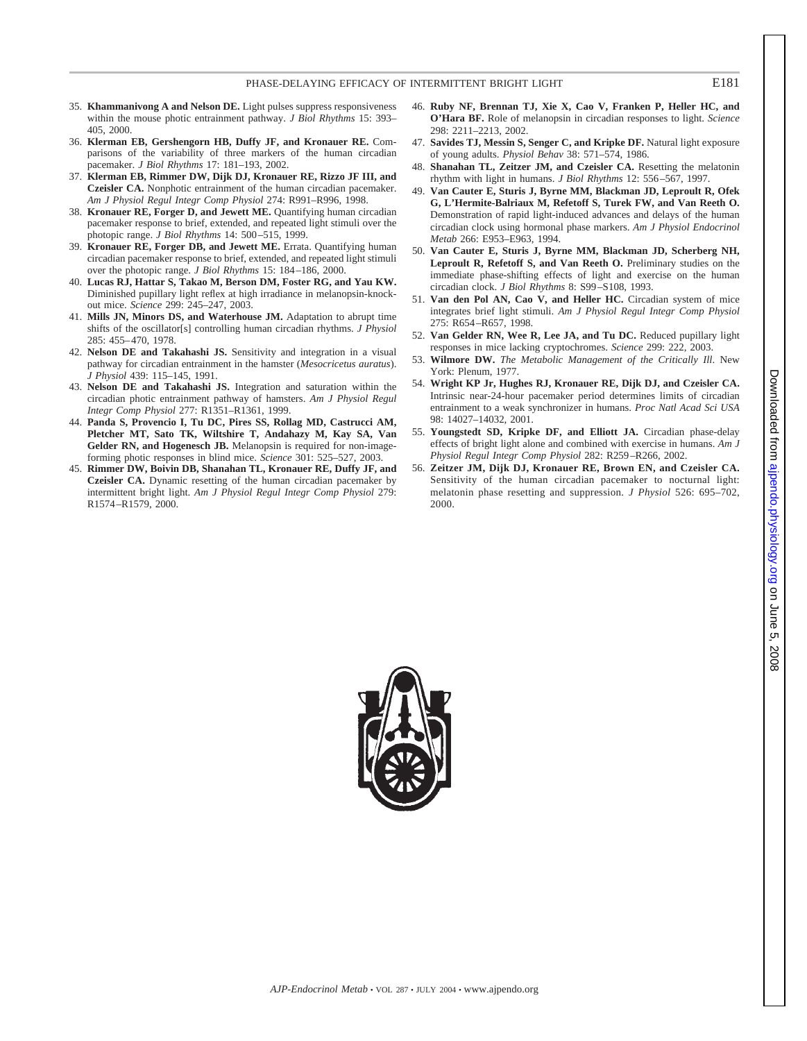35. **Khammanivong A and Nelson DE.** Light pulses suppress responsiveness within the mouse photic entrainment pathway. *J Biol Rhythms* 15: 393–405, 2000.
36. **Klerman EB, Gershengorn HB, Duffy JF, and Kronauer RE.** Comparisons of the variability of three markers of the human circadian pacemaker. *J Biol Rhythms* 17: 181–193, 2002.
37. **Klerman EB, Rimmer DW, Dijk DJ, Kronauer RE, Rizzo JF III, and Czeisler CA.** Nonphotic entrainment of the human circadian pacemaker. *Am J Physiol Regul Integr Comp Physiol* 274: R991–R996, 1998.
38. **Kronauer RE, Forger D, and Jewett ME.** Quantifying human circadian pacemaker response to brief, extended, and repeated light stimuli over the photopic range. *J Biol Rhythms* 14: 500–515, 1999.
39. **Kronauer RE, Forger DB, and Jewett ME.** Errata. Quantifying human circadian pacemaker response to brief, extended, and repeated light stimuli over the photopic range. *J Biol Rhythms* 15: 184–186, 2000.
40. **Lucas RJ, Hattar S, Takao M, Berson DM, Foster RG, and Yau KW.** Diminished pupillary light reflex at high irradiance in melanopsin-knockout mice. *Science* 299: 245–247, 2003.
41. **Mills JN, Minors DS, and Waterhouse JM.** Adaptation to abrupt time shifts of the oscillator[s] controlling human circadian rhythms. *J Physiol* 285: 455–470, 1978.
42. **Nelson DE and Takahashi JS.** Sensitivity and integration in a visual pathway for circadian entrainment in the hamster (*Mesocricetus auratus*). *J Physiol* 439: 115–145, 1991.
43. **Nelson DE and Takahashi JS.** Integration and saturation within the circadian photic entrainment pathway of hamsters. *Am J Physiol Regul Integr Comp Physiol* 277: R1351–R1361, 1999.
44. **Panda S, Provencio I, Tu DC, Pires SS, Rollag MD, Castrucci AM, Pletcher MT, Sato TK, Wiltshire T, Andahazy M, Kay SA, Van Gelder RN, and Hogenesch JB.** Melanopsin is required for non-image-forming photic responses in blind mice. *Science* 301: 525–527, 2003.
45. **Rimmer DW, Boivin DB, Shanahan TL, Kronauer RE, Duffy JF, and Czeisler CA.** Dynamic resetting of the human circadian pacemaker by intermittent bright light. *Am J Physiol Regul Integr Comp Physiol* 279: R1574–R1579, 2000.
46. **Ruby NF, Brennan TJ, Xie X, Cao V, Franken P, Heller HC, and O'Hara BF.** Role of melanopsin in circadian responses to light. *Science* 298: 2211–2213, 2002.
47. **Savides TJ, Messin S, Senger C, and Kripke DF.** Natural light exposure of young adults. *Physiol Behav* 38: 571–574, 1986.
48. **Shanahan TL, Zeitzer JM, and Czeisler CA.** Resetting the melatonin rhythm with light in humans. *J Biol Rhythms* 12: 556–567, 1997.
49. **Van Cauter E, Sturis J, Byrne MM, Blackman JD, Leproult R, Ofek G, L'Hermite-Balriaux M, Refetoff S, Turek FW, and Van Reeth O.** Demonstration of rapid light-induced advances and delays of the human circadian clock using hormonal phase markers. *Am J Physiol Endocrinol Metab* 266: E953–E963, 1994.
50. **Van Cauter E, Sturis J, Byrne MM, Blackman JD, Scherberg NH, Leproult R, Refetoff S, and Van Reeth O.** Preliminary studies on the immediate phase-shifting effects of light and exercise on the human circadian clock. *J Biol Rhythms* 8: S99–S108, 1993.
51. **Van den Pol AN, Cao V, and Heller HC.** Circadian system of mice integrates brief light stimuli. *Am J Physiol Regul Integr Comp Physiol* 275: R654–R657, 1998.
52. **Van Gelder RN, Wee R, Lee JA, and Tu DC.** Reduced pupillary light responses in mice lacking cryptochromes. *Science* 299: 222, 2003.
53. **Wilmore DW.** *The Metabolic Management of the Critically Ill*. New York: Plenum, 1977.
54. **Wright KP Jr, Hughes RJ, Kronauer RE, Dijk DJ, and Czeisler CA.** Intrinsic near-24-hour pacemaker period determines limits of circadian entrainment to a weak synchronizer in humans. *Proc Natl Acad Sci USA* 98: 14027–14032, 2001.
55. **Youngstedt SD, Kripke DF, and Elliott JA.** Circadian phase-delay effects of bright light alone and combined with exercise in humans. *Am J Physiol Regul Integr Comp Physiol* 282: R259–R266, 2002.
56. **Zeitzer JM, Dijk DJ, Kronauer RE, Brown EN, and Czeisler CA.** Sensitivity of the human circadian pacemaker to nocturnal light: melatonin phase resetting and suppression. *J Physiol* 526: 695–702, 2000.